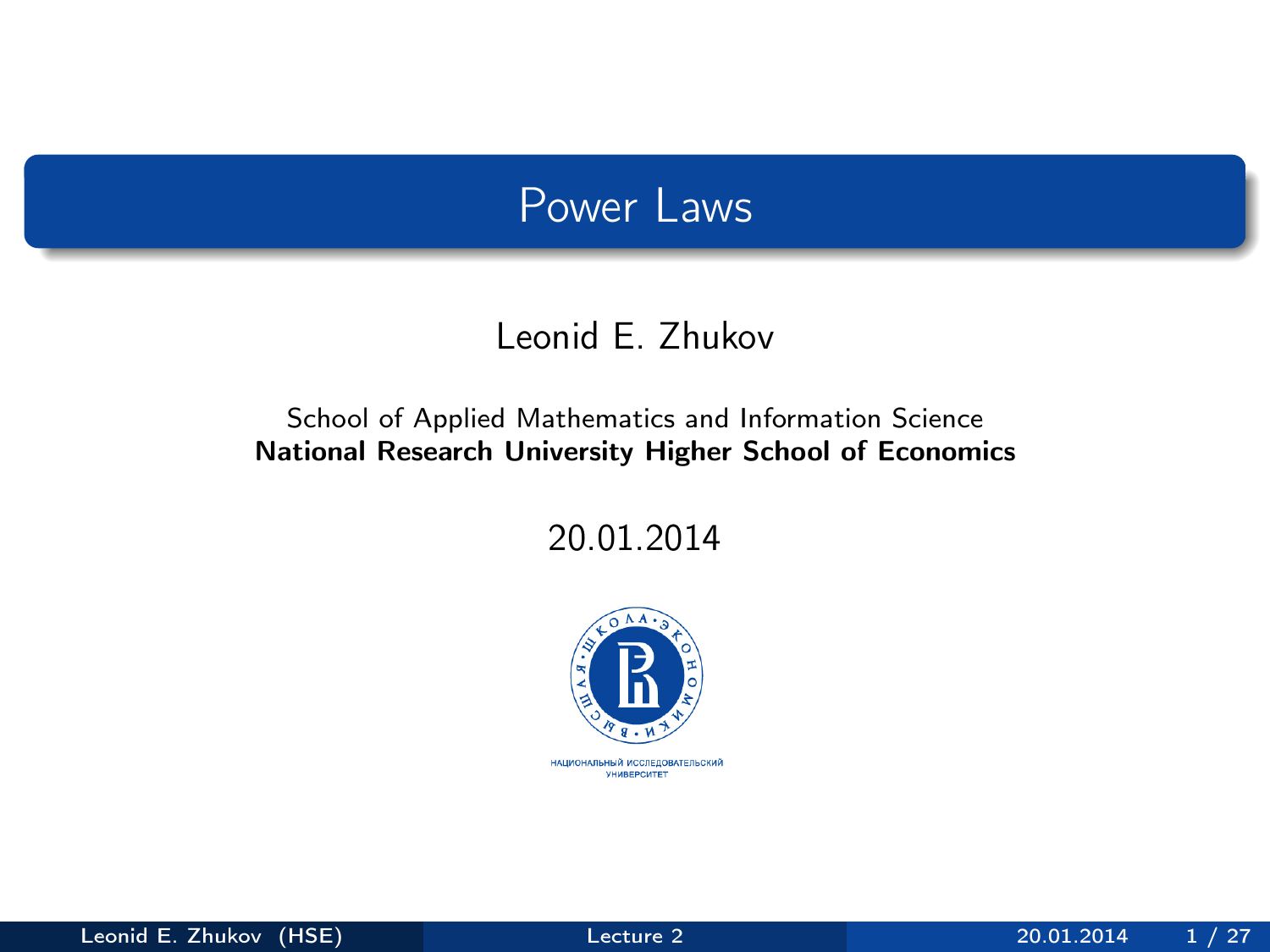# Power Laws

Leonid E. Zhukov

School of Applied Mathematics and Information Science
**National Research University Higher School of Economics**

20.01.2014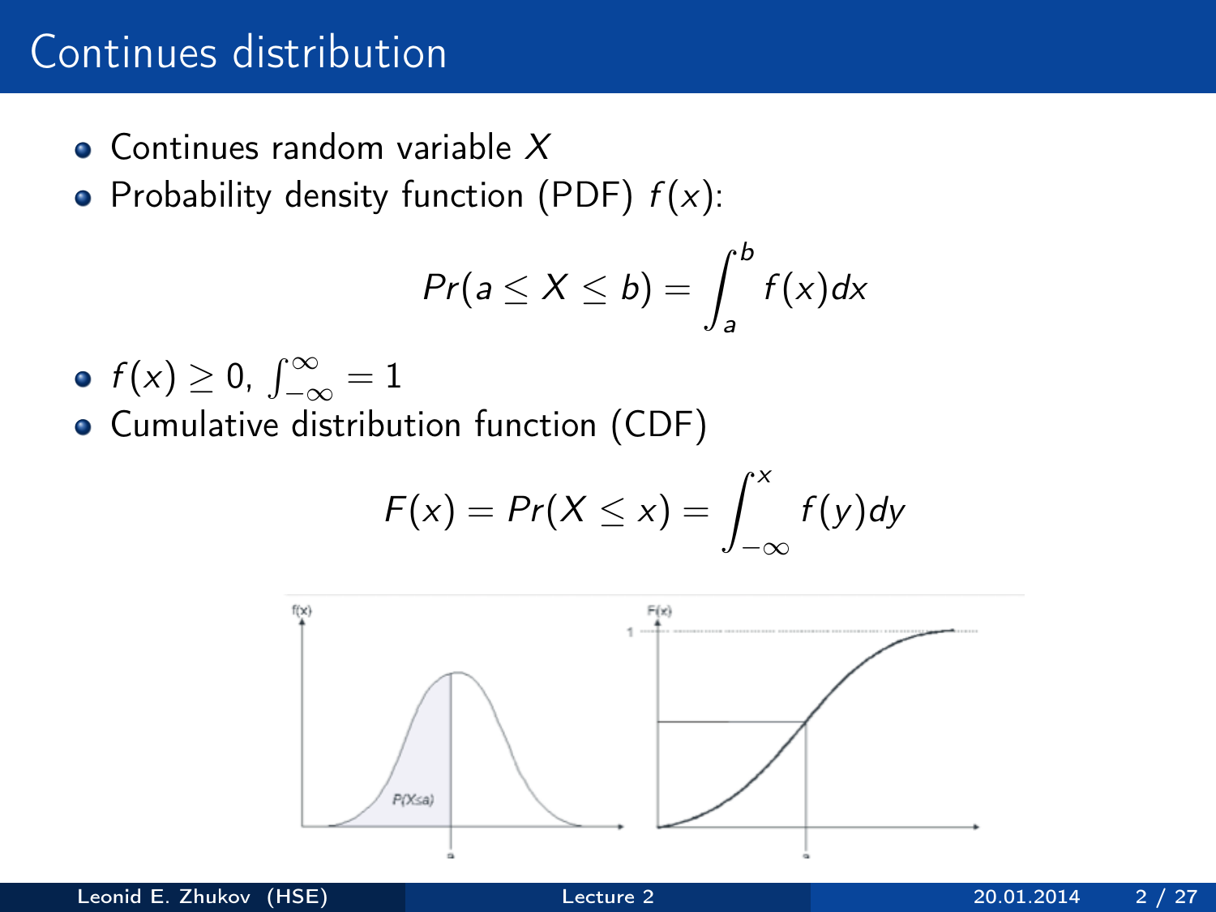# Continues distribution

- Continues random variable $X$
- Probability density function (PDF) $f(x)$:

$$Pr(a \leq X \leq b) = \int_a^b f(x)dx$$

- $f(x) \geq 0$, $\int_{-\infty}^{\infty} = 1$
- Cumulative distribution function (CDF)

$$F(x) = Pr(X \leq x) = \int_{-\infty}^{x} f(y)dy$$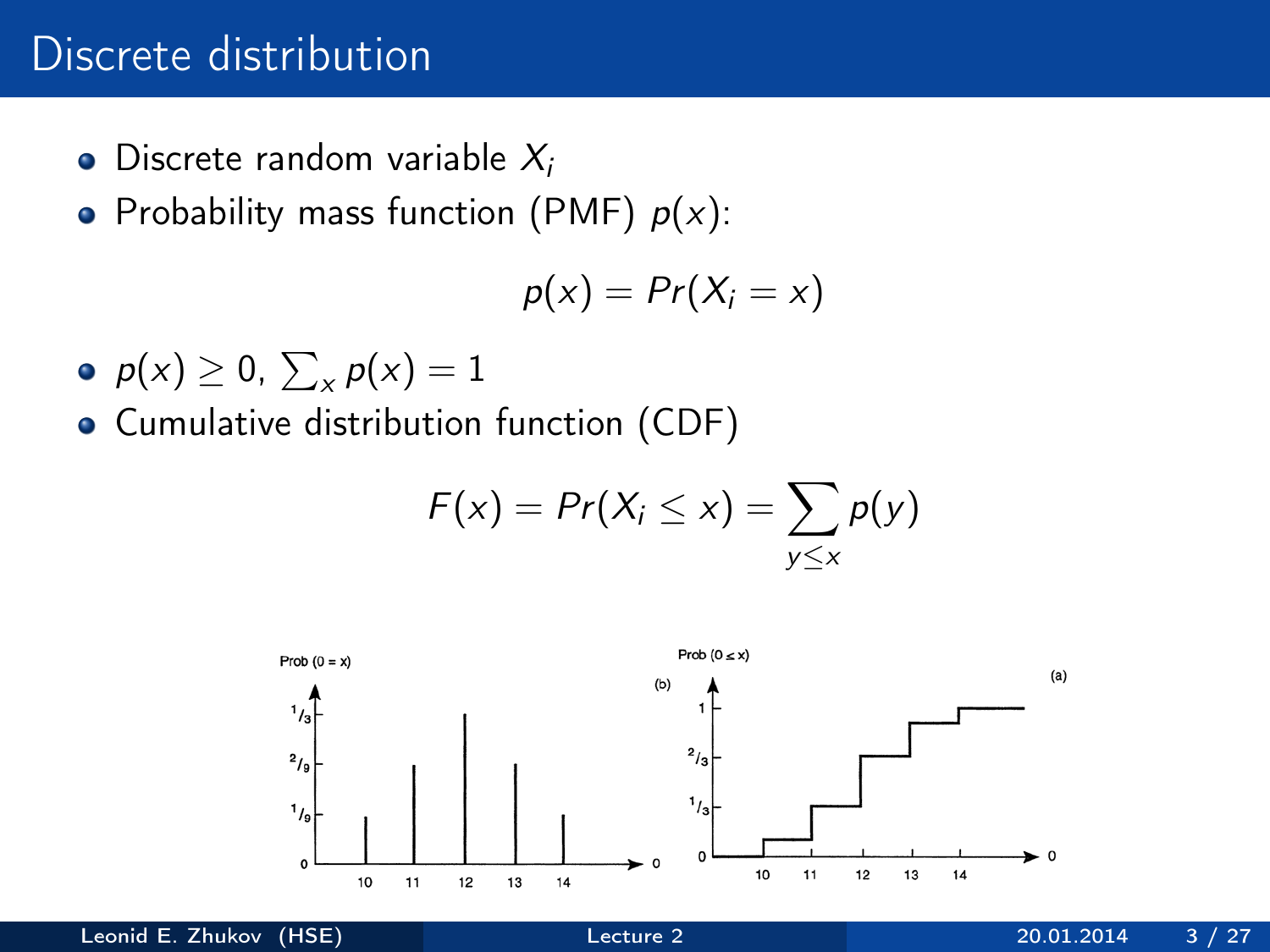# Discrete distribution

- Discrete random variable $X_i$
- Probability mass function (PMF) $p(x)$:

$$p(x) = Pr(X_i = x)$$

- $p(x) \geq 0$, $\sum_x p(x) = 1$
- Cumulative distribution function (CDF)

$$F(x) = Pr(X_i \leq x) = \sum_{y \leq x} p(y)$$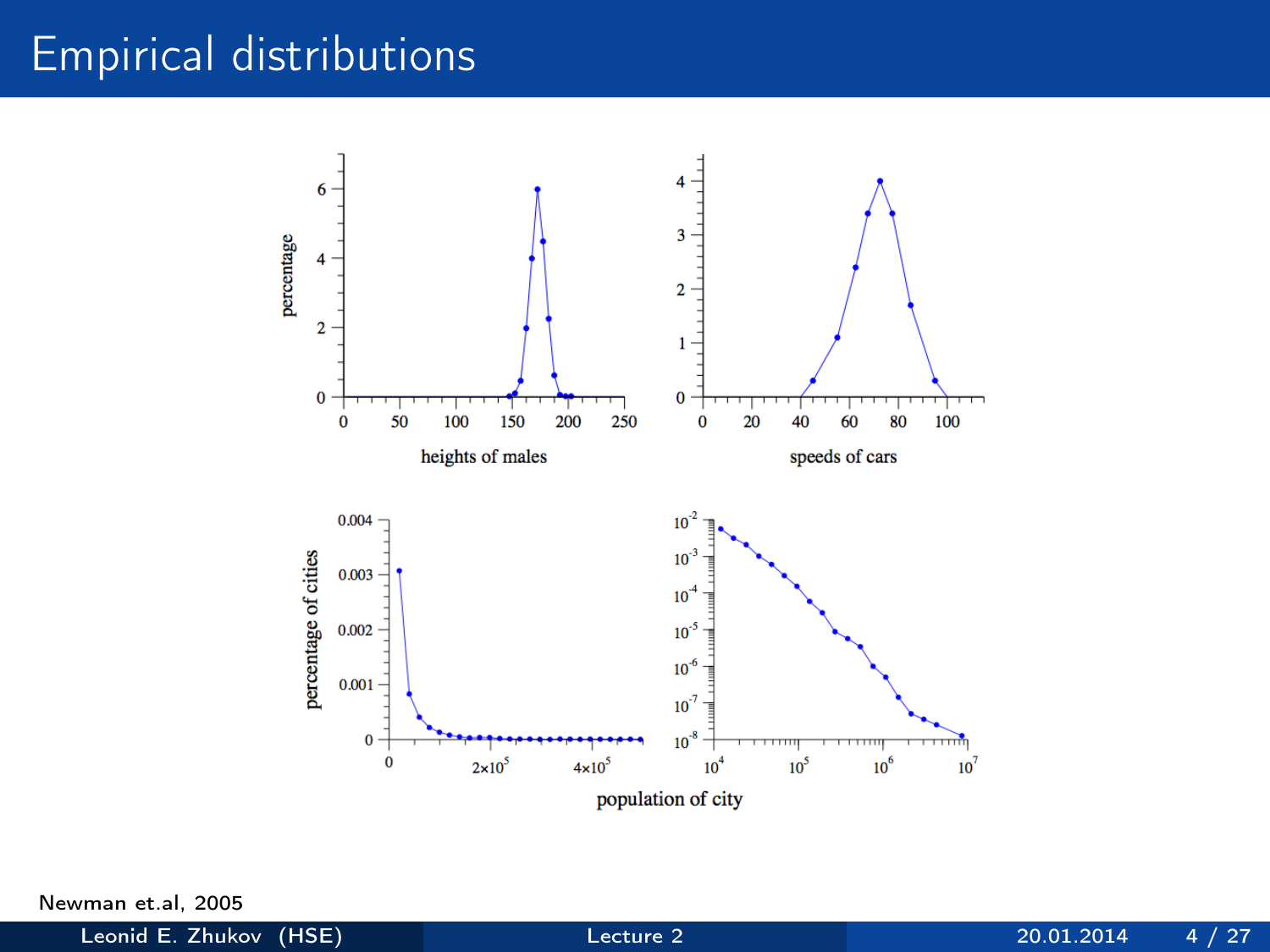# Empirical distributions

Newman et.al, 2005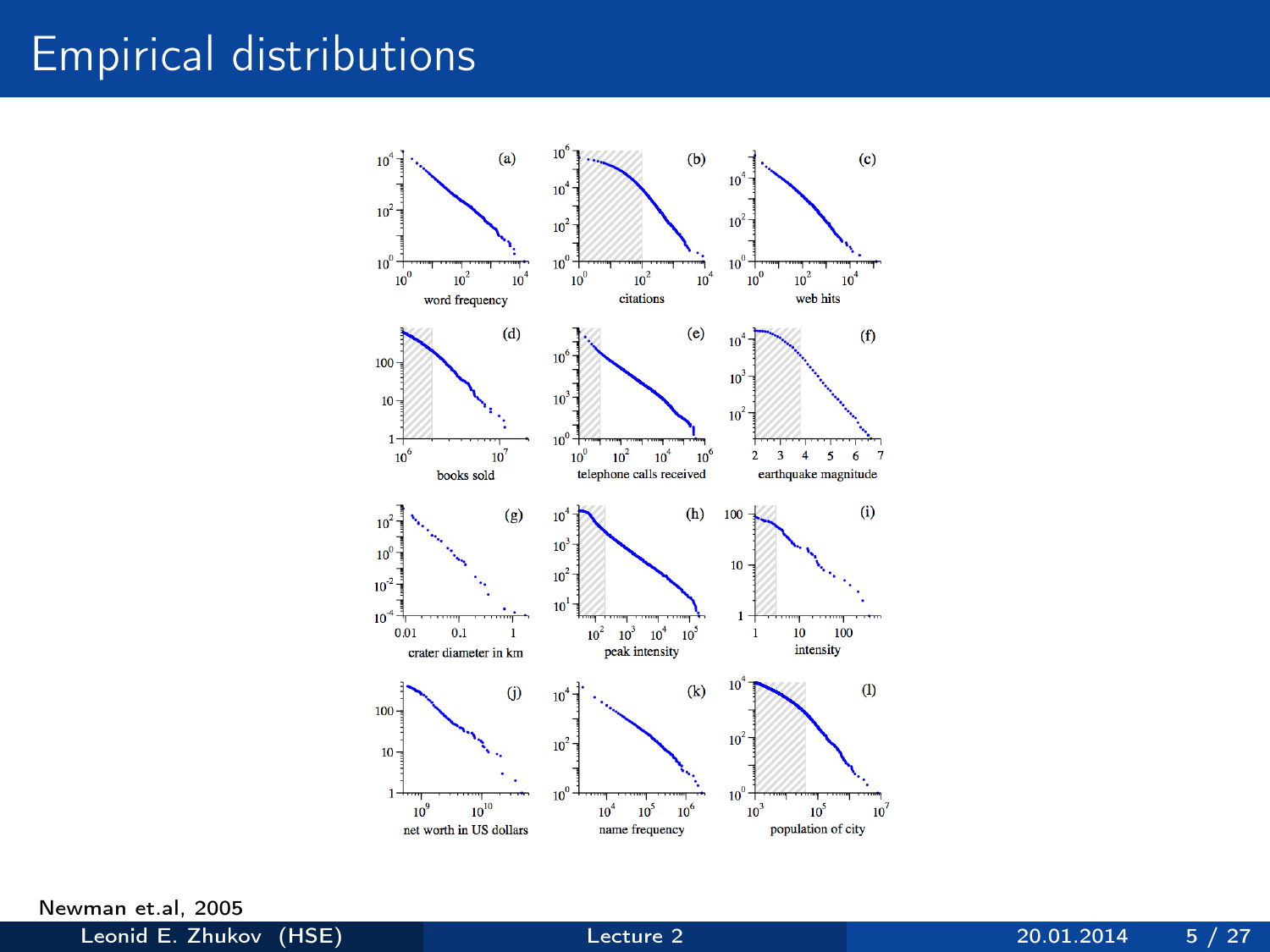# Empirical distributions

Newman et.al, 2005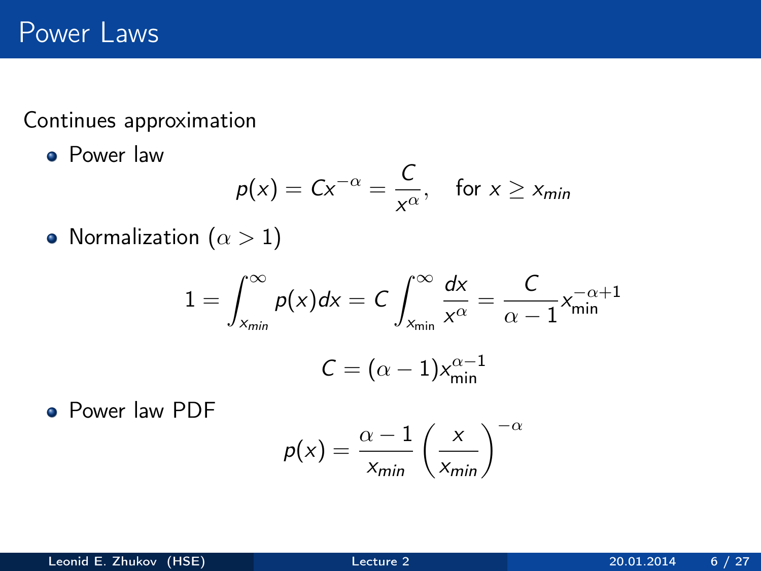# Power Laws

Continues approximation

- Power law

$$p(x) = Cx^{-\alpha} = \frac{C}{x^{\alpha}}, \quad \text{for } x \geq x_{min}$$

- Normalization ($\alpha > 1$)

$$1 = \int_{x_{min}}^{\infty} p(x)dx = C \int_{x_{\min}}^{\infty} \frac{dx}{x^{\alpha}} = \frac{C}{\alpha - 1} x_{\min}^{-\alpha+1}$$

$$C = (\alpha - 1) x_{\min}^{\alpha-1}$$

- Power law PDF

$$p(x) = \frac{\alpha - 1}{x_{min}} \left( \frac{x}{x_{min}} \right)^{-\alpha}$$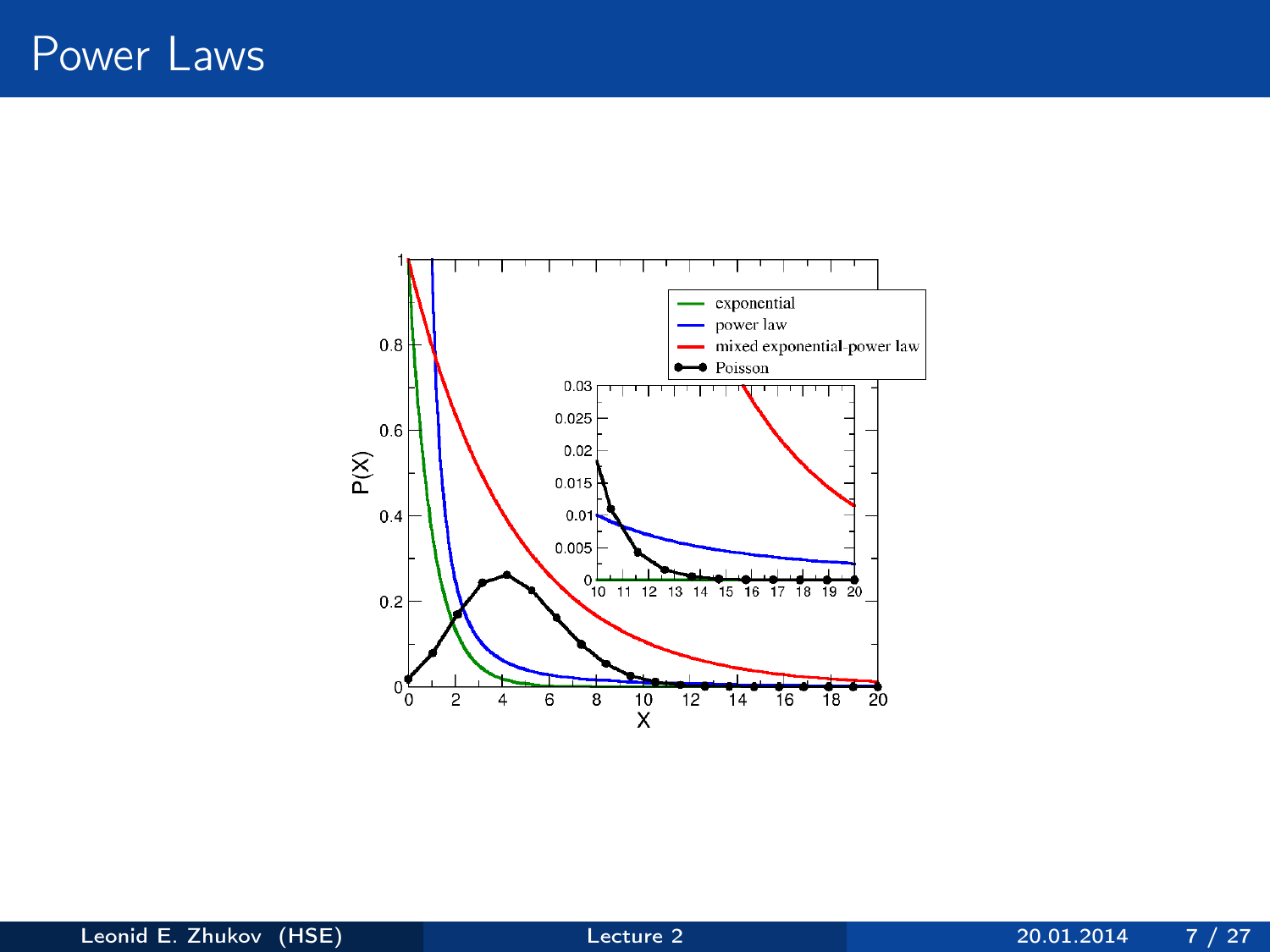# Power Laws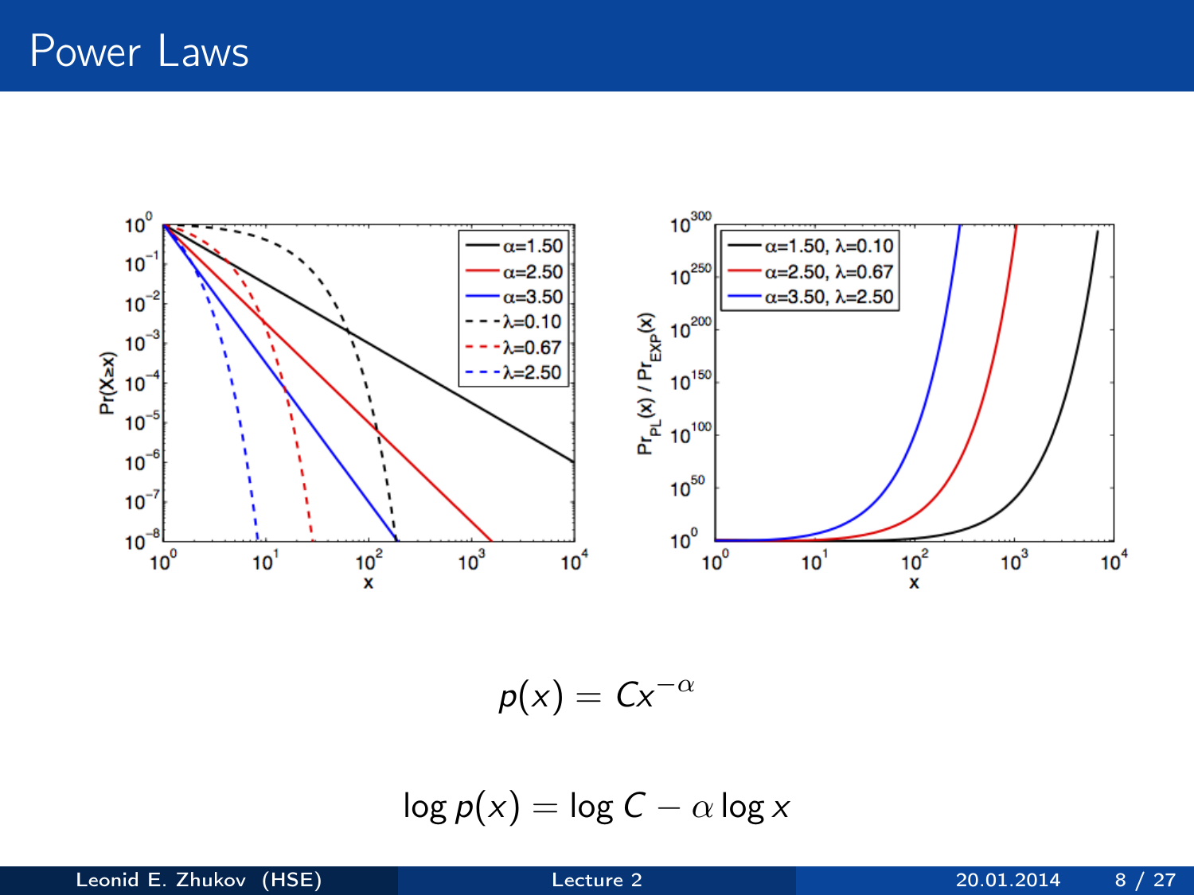# Power Laws

$$p(x) = Cx^{-\alpha}$$

$$\log p(x) = \log C - \alpha \log x$$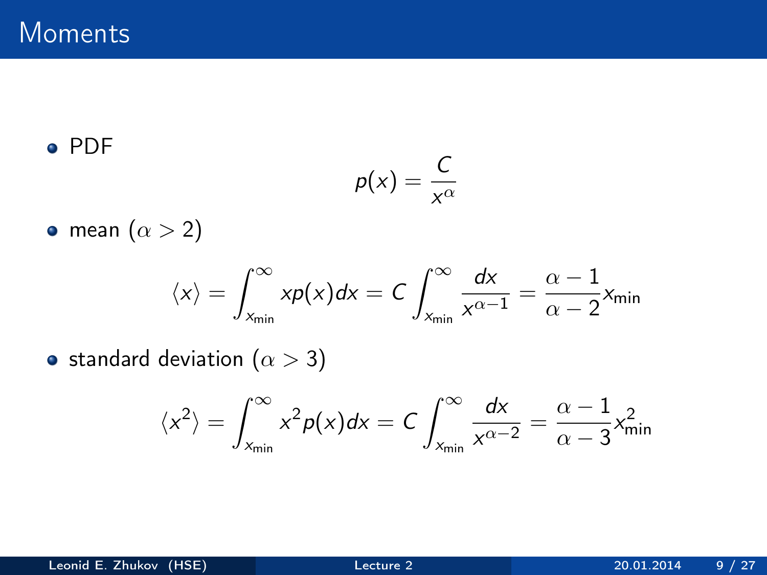# Moments

- PDF

$$p(x) = \frac{C}{x^{\alpha}}$$

- mean ($\alpha > 2$)

$$\langle x \rangle = \int_{x_{\min}}^{\infty} x p(x) dx = C \int_{x_{\min}}^{\infty} \frac{dx}{x^{\alpha-1}} = \frac{\alpha - 1}{\alpha - 2} x_{\min}$$

- standard deviation ($\alpha > 3$)

$$\langle x^2 \rangle = \int_{x_{\min}}^{\infty} x^2 p(x) dx = C \int_{x_{\min}}^{\infty} \frac{dx}{x^{\alpha-2}} = \frac{\alpha - 1}{\alpha - 3} x_{\min}^2$$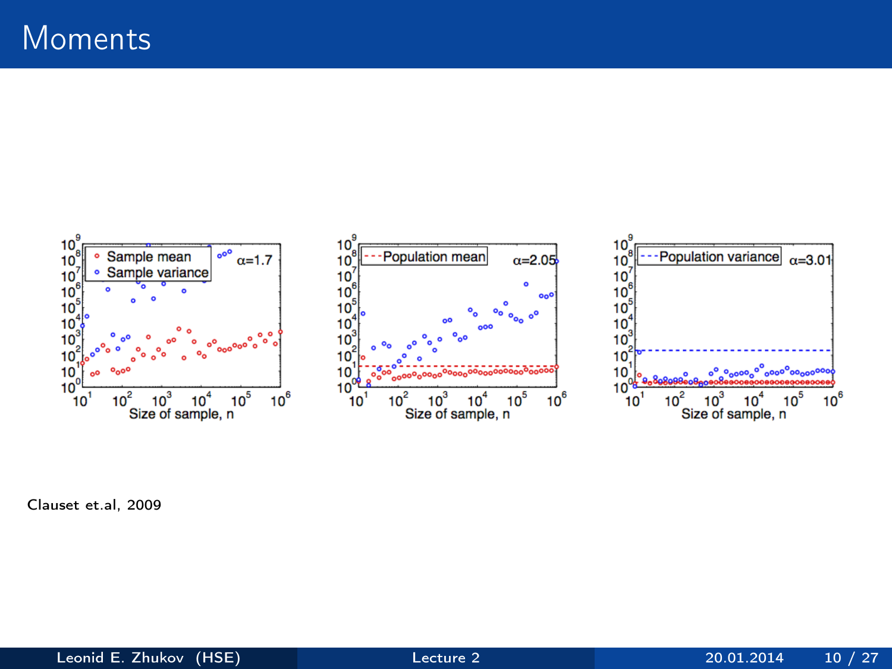# Moments

Clauset et.al, 2009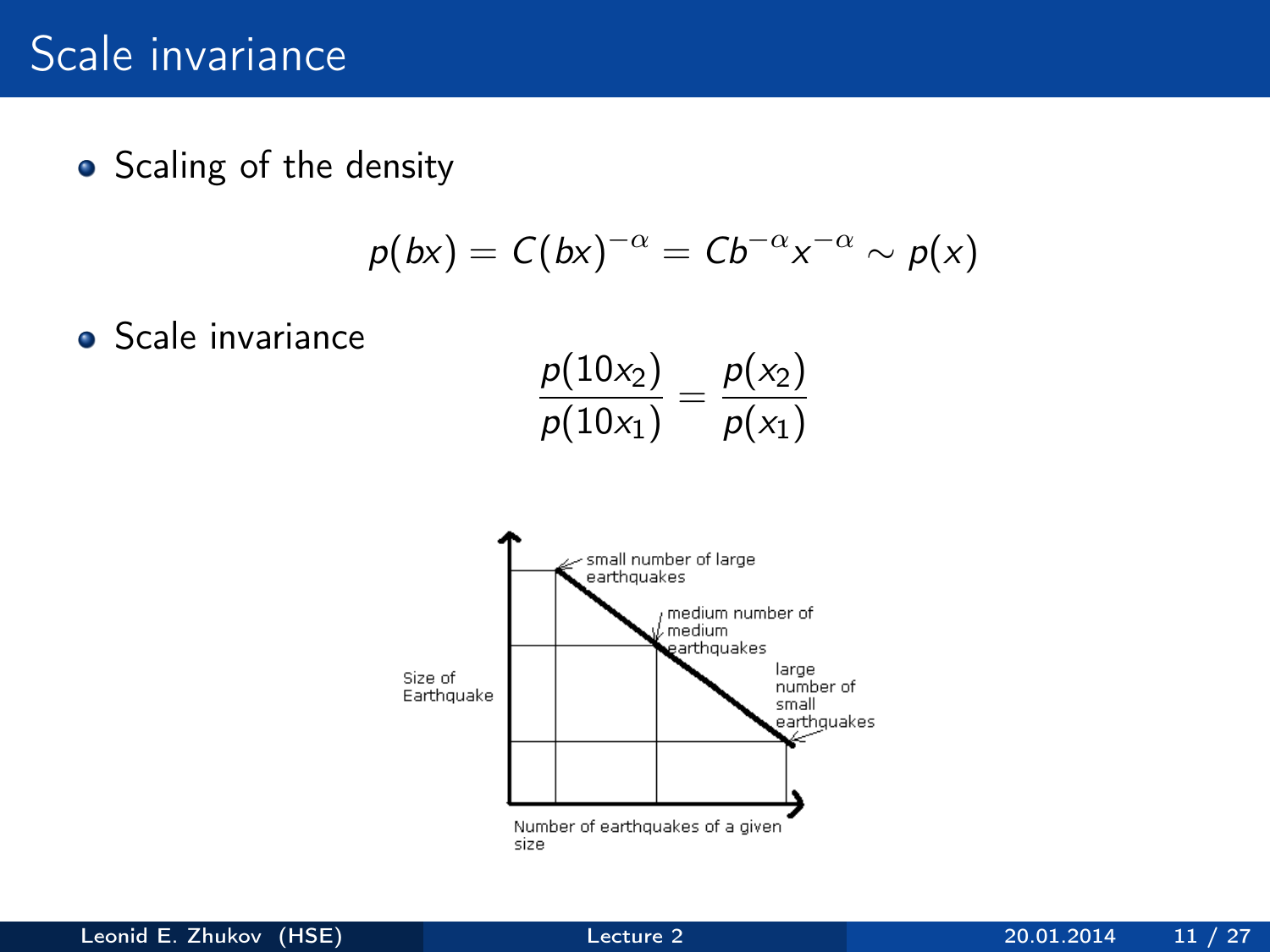# Scale invariance

- Scaling of the density

$$p(bx) = C(bx)^{-\alpha} = Cb^{-\alpha}x^{-\alpha} \sim p(x)$$

- Scale invariance

$$\frac{p(10x_2)}{p(10x_1)} = \frac{p(x_2)}{p(x_1)}$$

Size of Earthquake

small number of large earthquakes

medium number of medium earthquakes

large number of small earthquakes

Number of earthquakes of a given size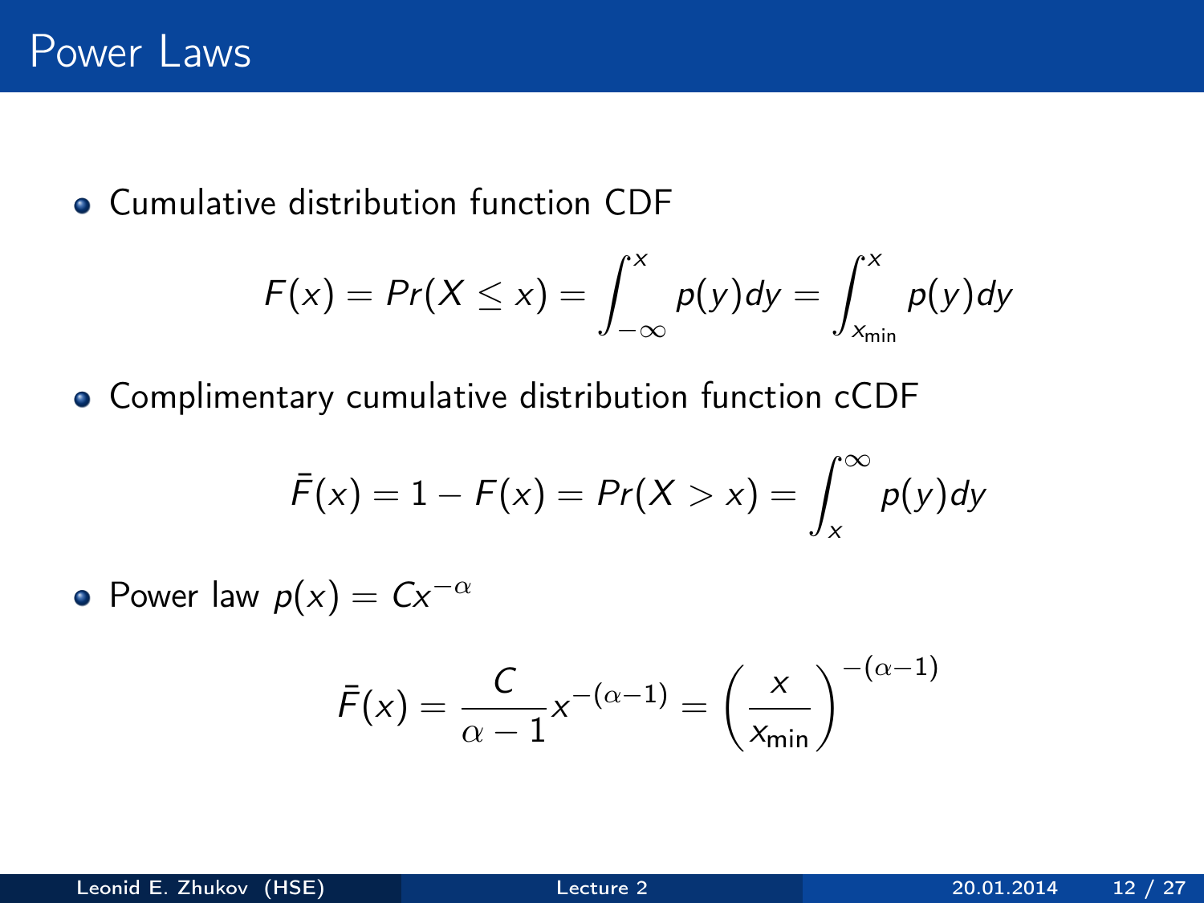# Power Laws

- Cumulative distribution function CDF

$$F(x) = Pr(X \leq x) = \int_{-\infty}^{x} p(y)dy = \int_{x_{\min}}^{x} p(y)dy$$

- Complimentary cumulative distribution function cCDF

$$\bar{F}(x) = 1 - F(x) = Pr(X > x) = \int_{x}^{\infty} p(y)dy$$

- Power law $p(x) = Cx^{-\alpha}$

$$\bar{F}(x) = \frac{C}{\alpha - 1} x^{-(\alpha-1)} = \left(\frac{x}{x_{\min}}\right)^{-(\alpha-1)}$$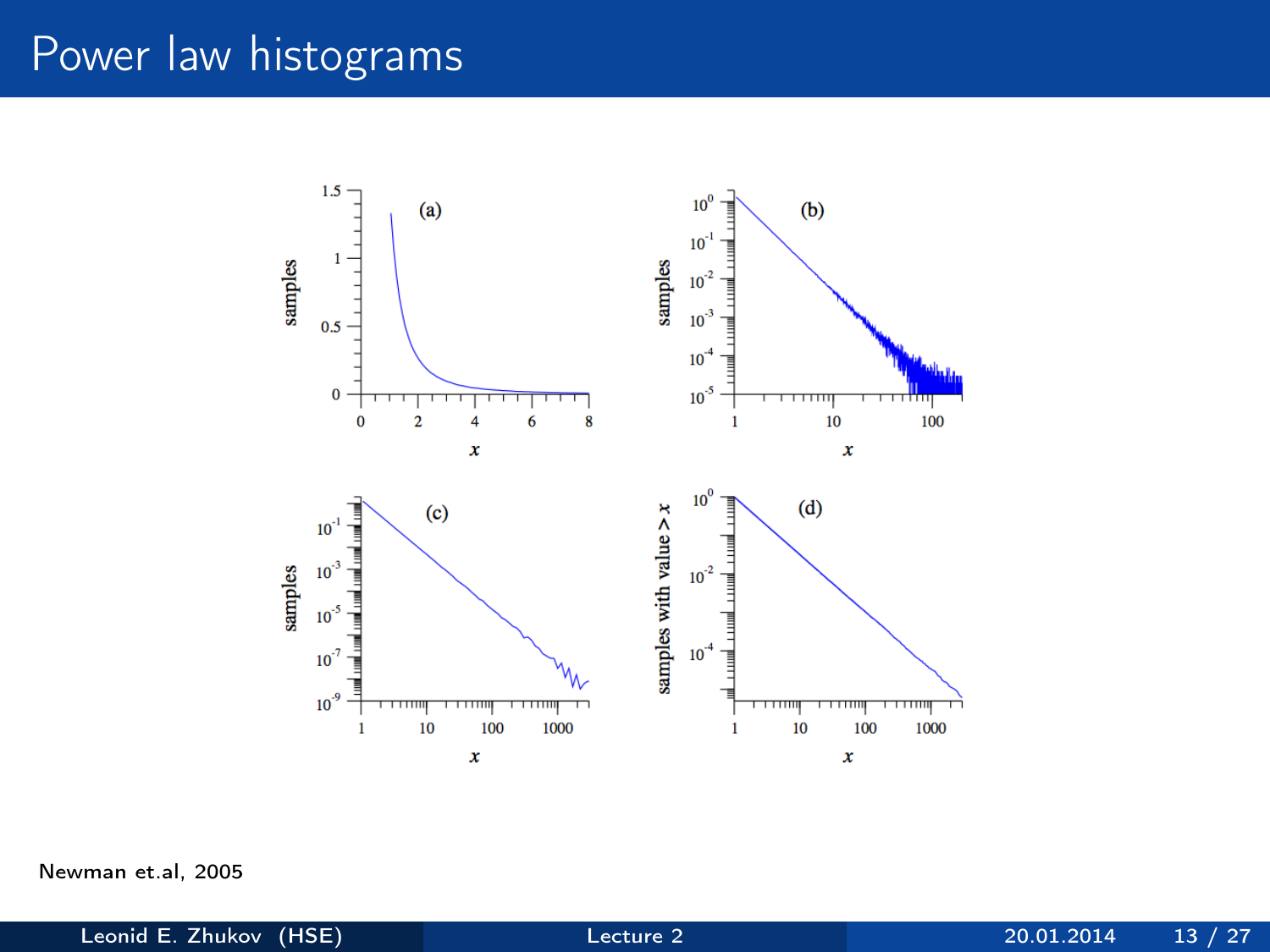# Power law histograms

Newman et.al, 2005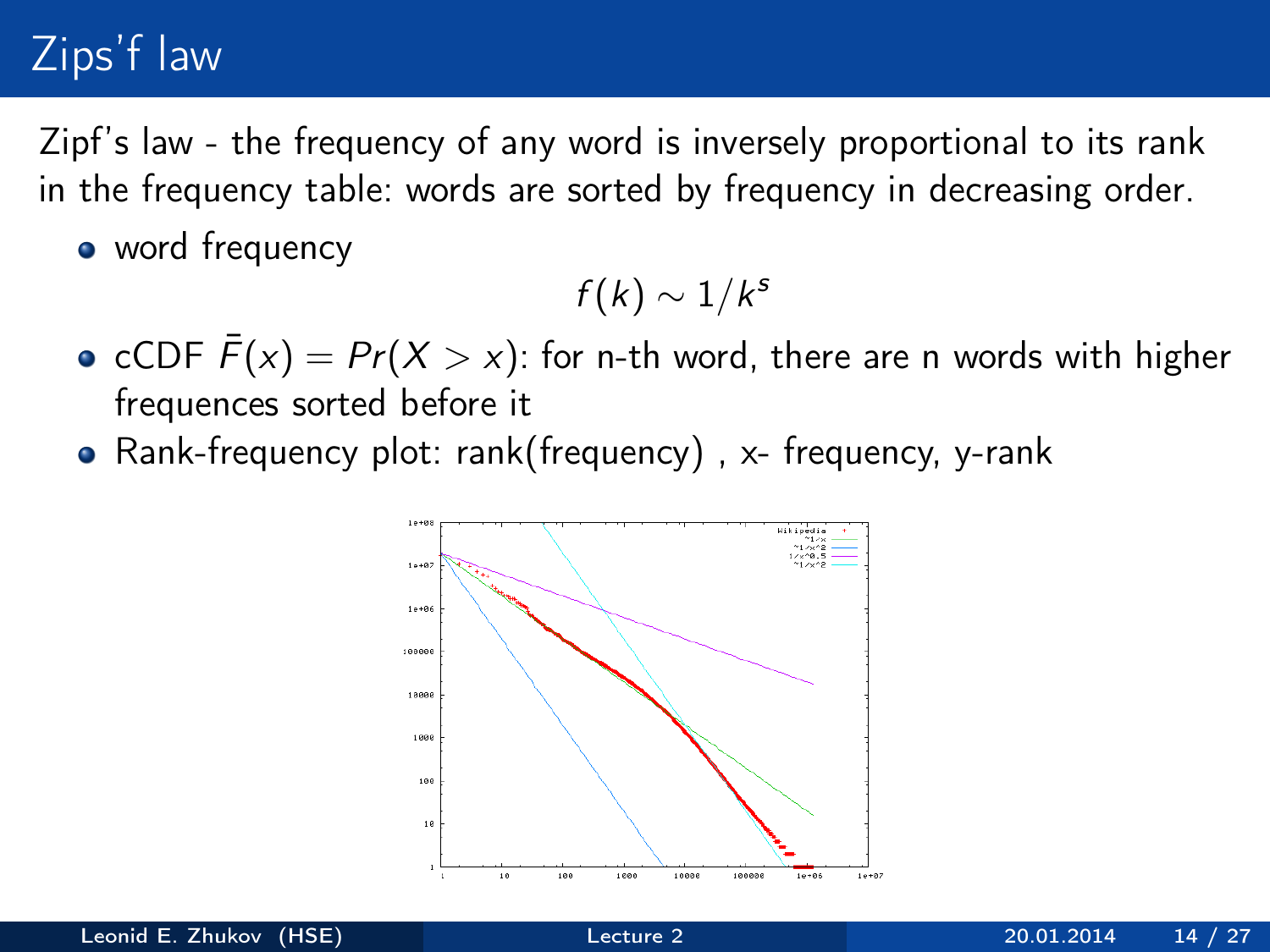# Zips'f law

Zipf's law - the frequency of any word is inversely proportional to its rank in the frequency table: words are sorted by frequency in decreasing order.

- word frequency

$$f(k) \sim 1/k^s$$

- cCDF $\bar{F}(x) = Pr(X > x)$: for n-th word, there are n words with higher frequences sorted before it
- Rank-frequency plot: rank(frequency) , x- frequency, y-rank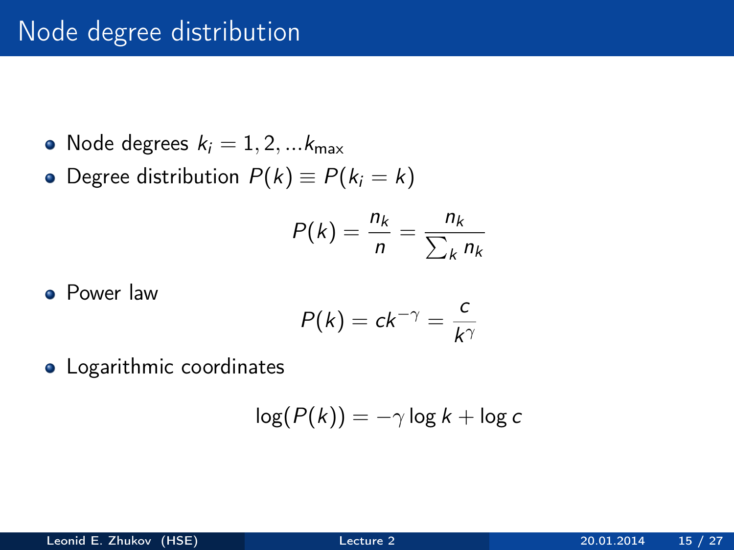# Node degree distribution

- Node degrees $k_i = 1, 2, ...k_{\max}$
- Degree distribution $P(k) \equiv P(k_i = k)$

$$P(k) = \frac{n_k}{n} = \frac{n_k}{\sum_k n_k}$$

- Power law

$$P(k) = ck^{-\gamma} = \frac{c}{k^{\gamma}}$$

- Logarithmic coordinates

$$\log(P(k)) = -\gamma \log k + \log c$$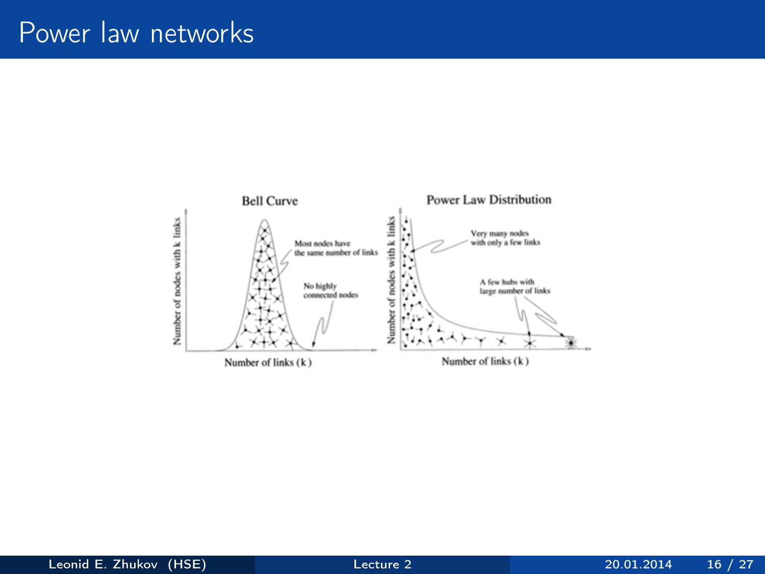# Power law networks

Bell Curve

Number of nodes with k links

Most nodes have the same number of links

No highly connected nodes

Number of links (k)

Power Law Distribution

Number of nodes with k links

Very many nodes with only a few links

A few hubs with large number of links

Number of links (k)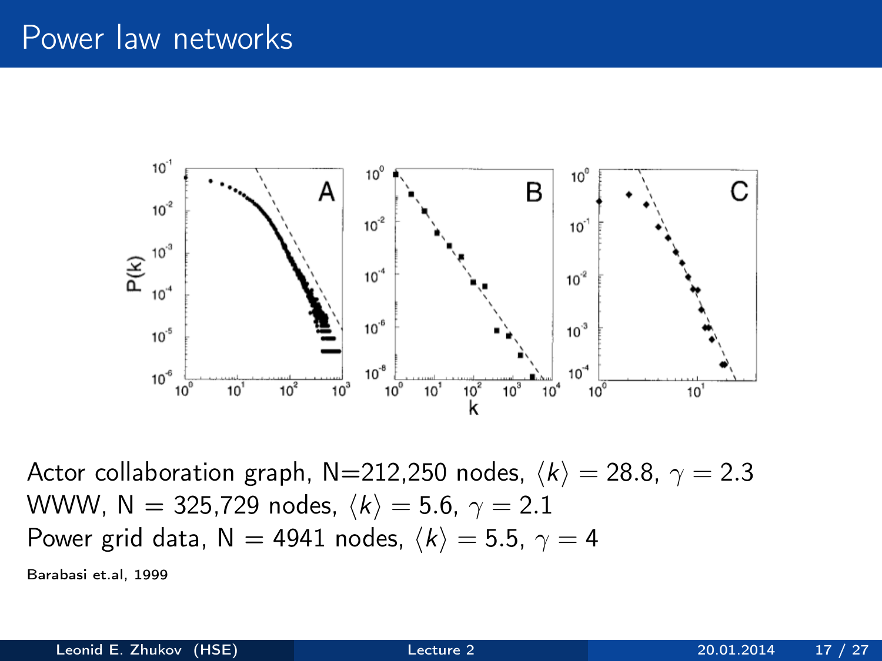# Power law networks

Actor collaboration graph, N=212,250 nodes, $\langle k \rangle = 28.8$, $\gamma = 2.3$
WWW, N = 325,729 nodes, $\langle k \rangle = 5.6$, $\gamma = 2.1$
Power grid data, N = 4941 nodes, $\langle k \rangle = 5.5$, $\gamma = 4$

Barabasi et.al, 1999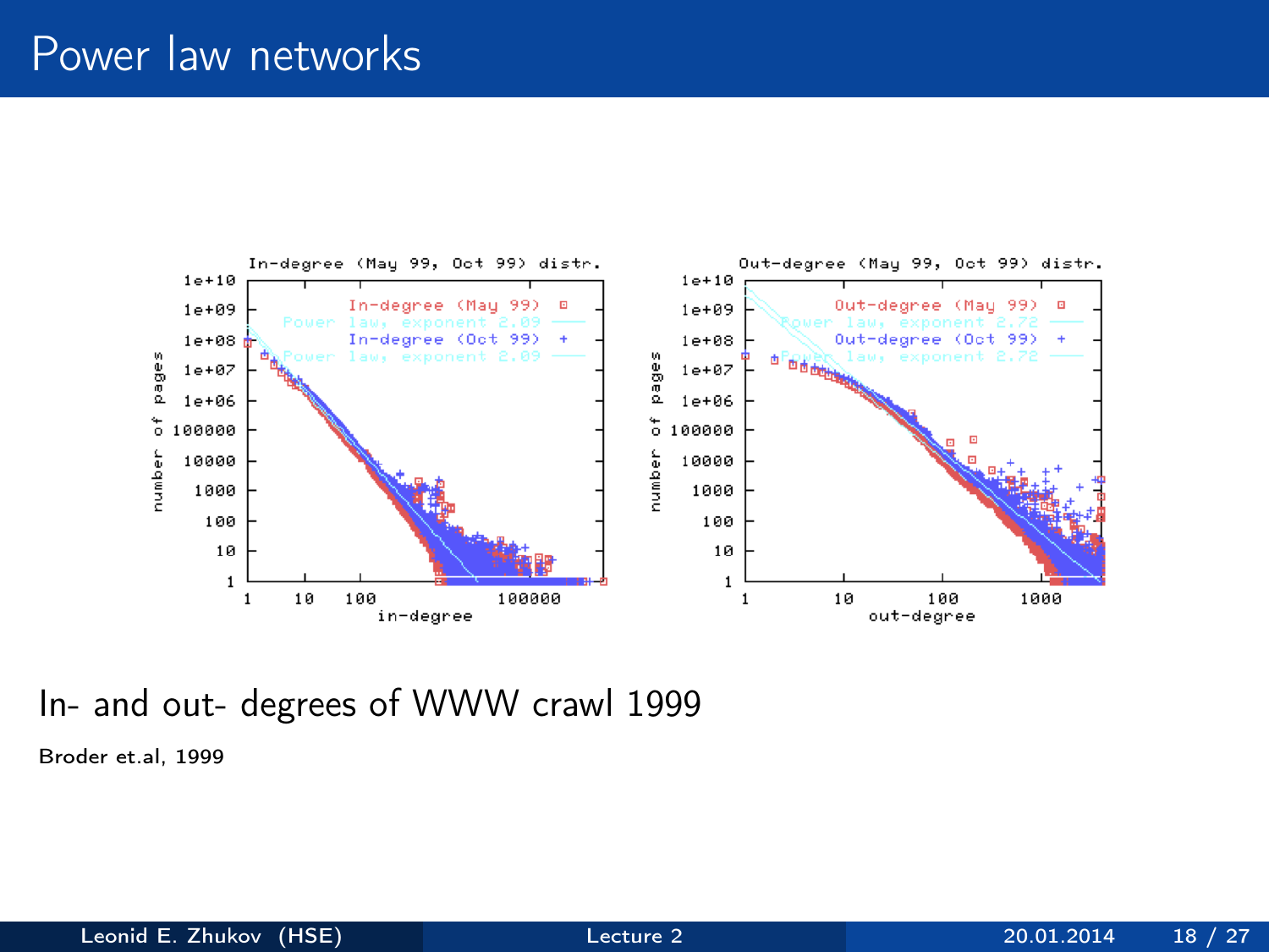# Power law networks

In- and out- degrees of WWW crawl 1999

Broder et.al, 1999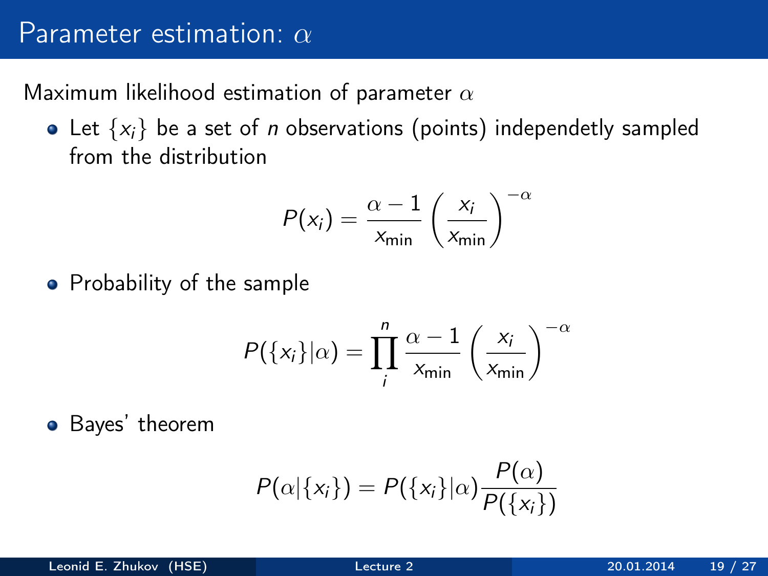# Parameter estimation: $\alpha$

Maximum likelihood estimation of parameter $\alpha$

- Let $\{x_i\}$ be a set of *n* observations (points) independetly sampled from the distribution

$$P(x_i) = \frac{\alpha - 1}{x_{\min}} \left( \frac{x_i}{x_{\min}} \right)^{-\alpha}$$

- Probability of the sample

$$P(\{x_i\}|\alpha) = \prod_{i}^{n} \frac{\alpha - 1}{x_{\min}} \left( \frac{x_i}{x_{\min}} \right)^{-\alpha}$$

- Bayes' theorem

$$P(\alpha|\{x_i\}) = P(\{x_i\}|\alpha) \frac{P(\alpha)}{P(\{x_i\})}$$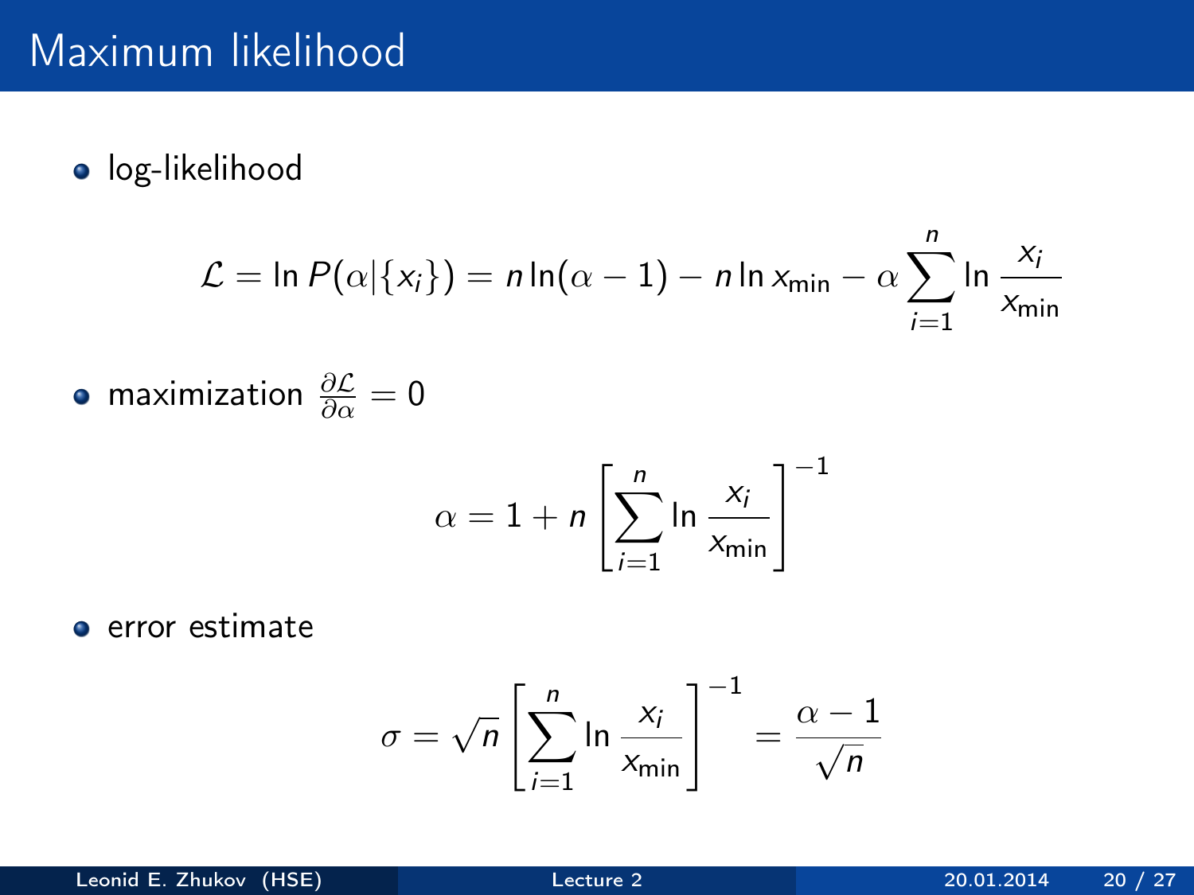# Maximum likelihood

- log-likelihood

$$\mathcal{L} = \ln P(\alpha|\{x_i\}) = n\ln(\alpha - 1) - n\ln x_{\min} - \alpha \sum_{i=1}^{n} \ln \frac{x_i}{x_{\min}}$$

- maximization $\frac{\partial \mathcal{L}}{\partial \alpha} = 0$

$$\alpha = 1 + n\left[\sum_{i=1}^{n} \ln \frac{x_i}{x_{\min}}\right]^{-1}$$

- error estimate

$$\sigma = \sqrt{n}\left[\sum_{i=1}^{n} \ln \frac{x_i}{x_{\min}}\right]^{-1} = \frac{\alpha - 1}{\sqrt{n}}$$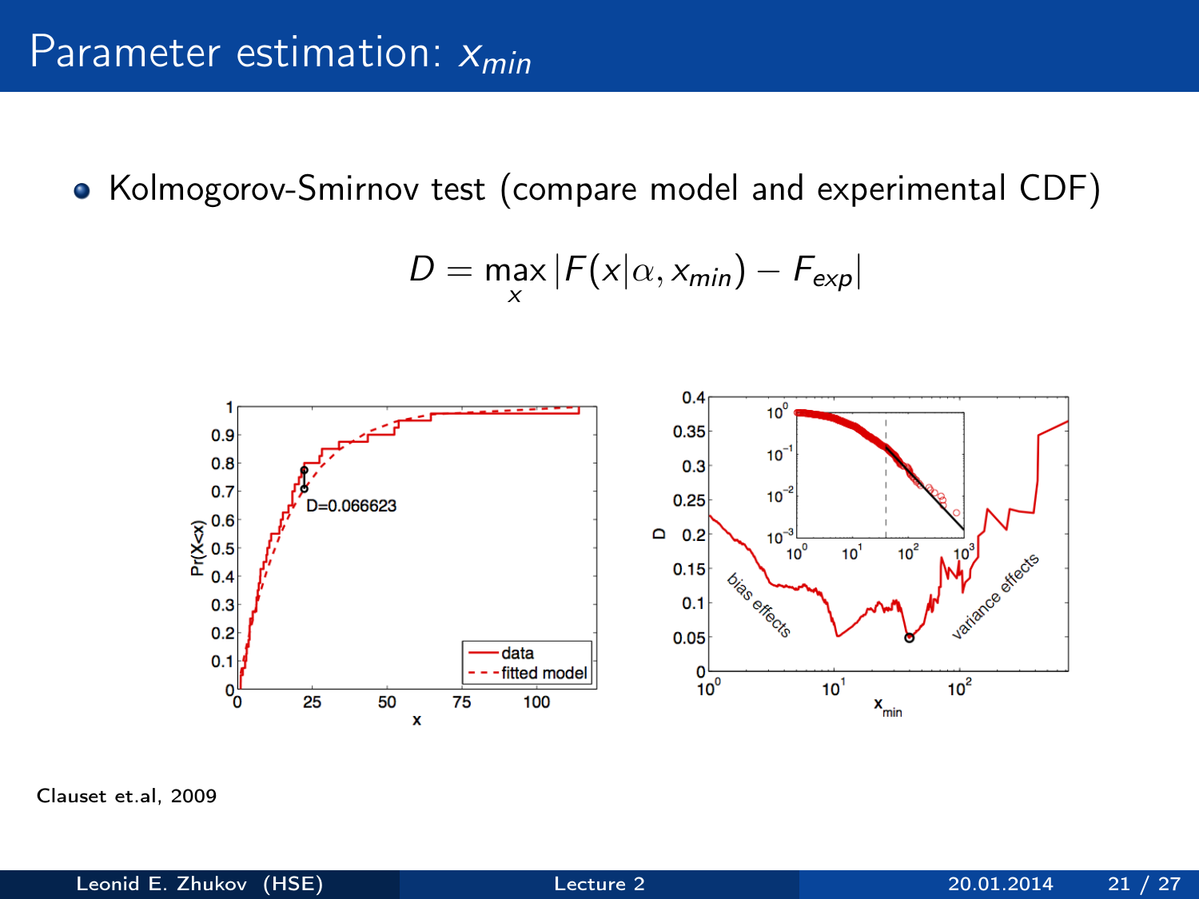# Parameter estimation: $x_{min}$

- Kolmogorov-Smirnov test (compare model and experimental CDF)

$$D = \max_{x} |F(x|\alpha, x_{min}) - F_{exp}|$$

Clauset et.al, 2009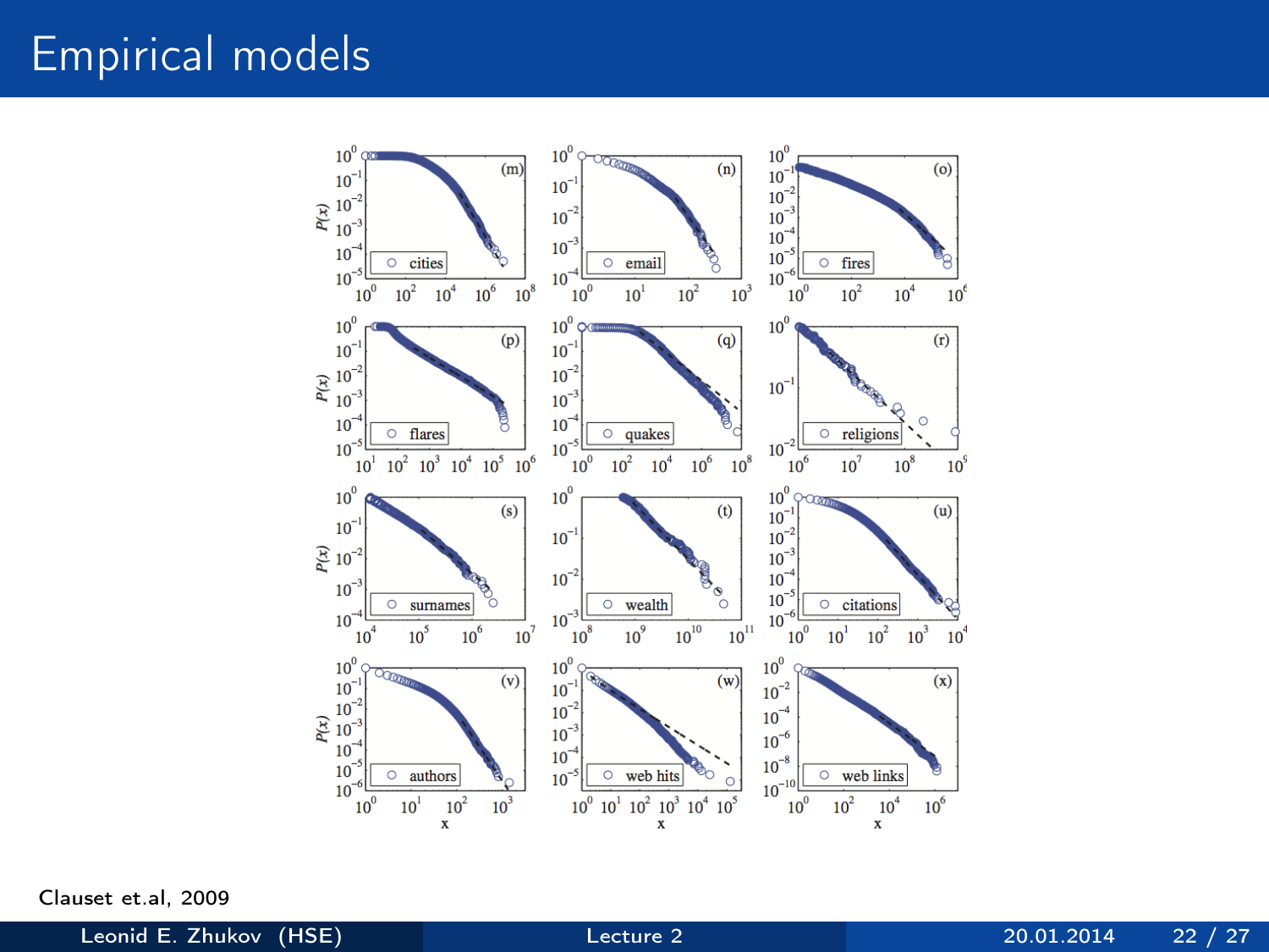# Empirical models

Clauset et.al, 2009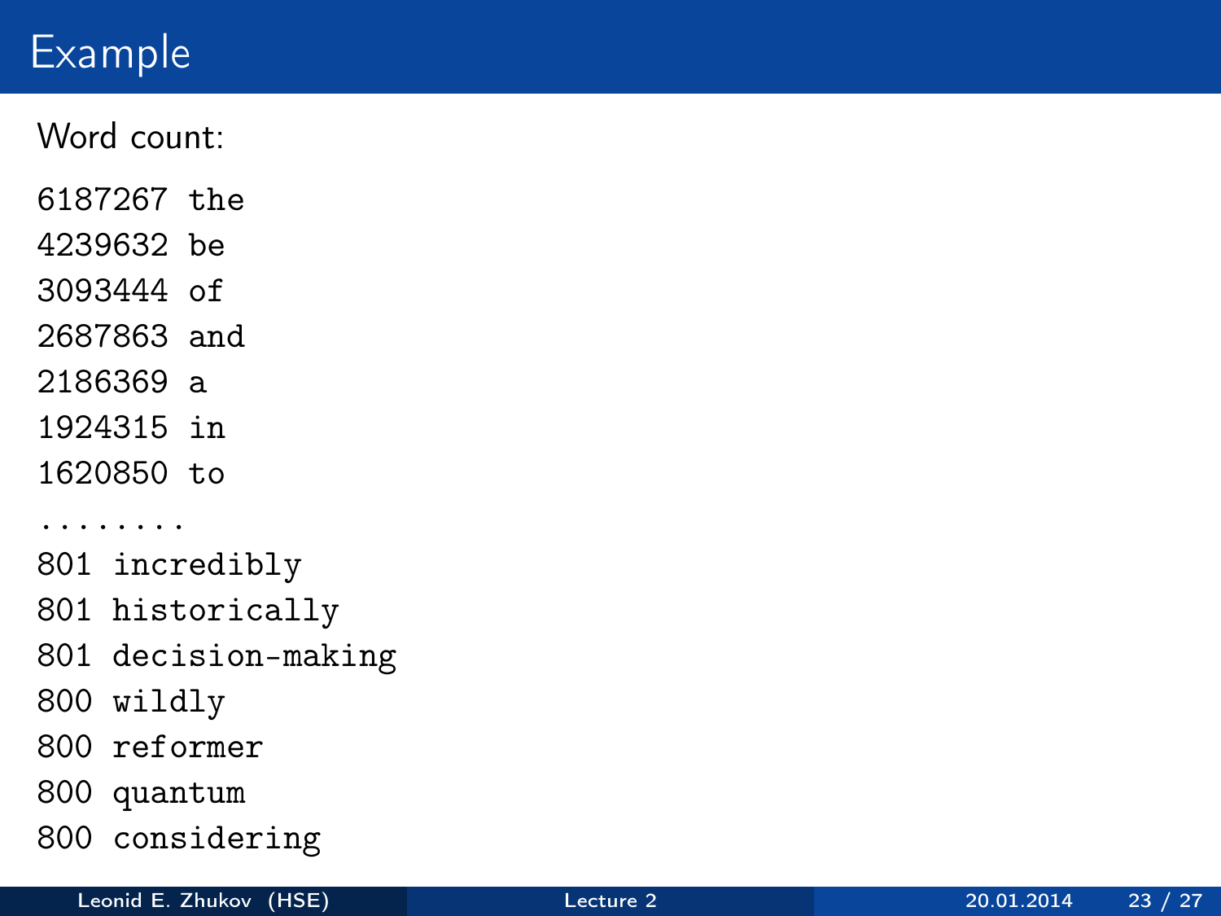# Example

Word count:

```
6187267 the
4239632 be
3093444 of
2687863 and
2186369 a
1924315 in
1620850 to
........
801 incredibly
801 historically
801 decision-making
800 wildly
800 reformer
800 quantum
800 considering
```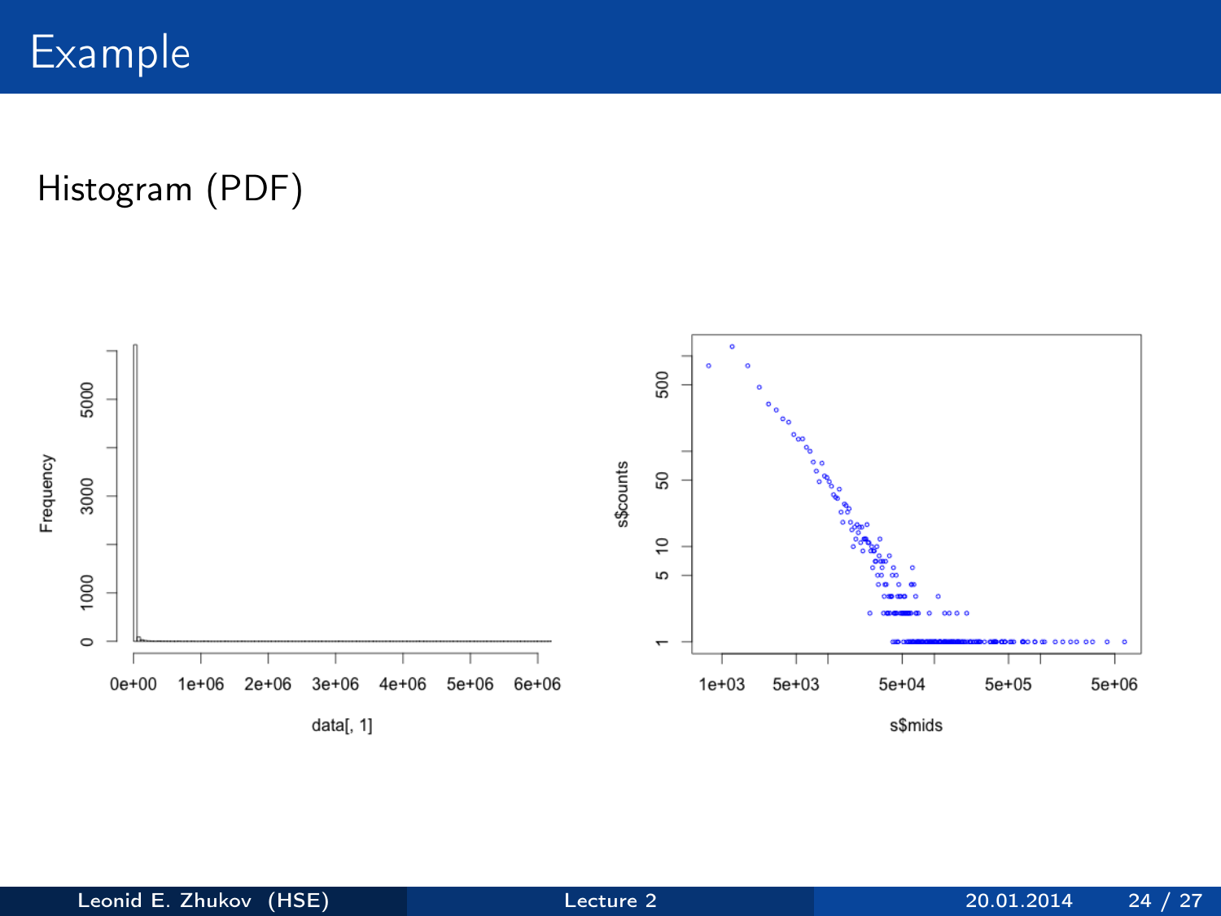# Example

Histogram (PDF)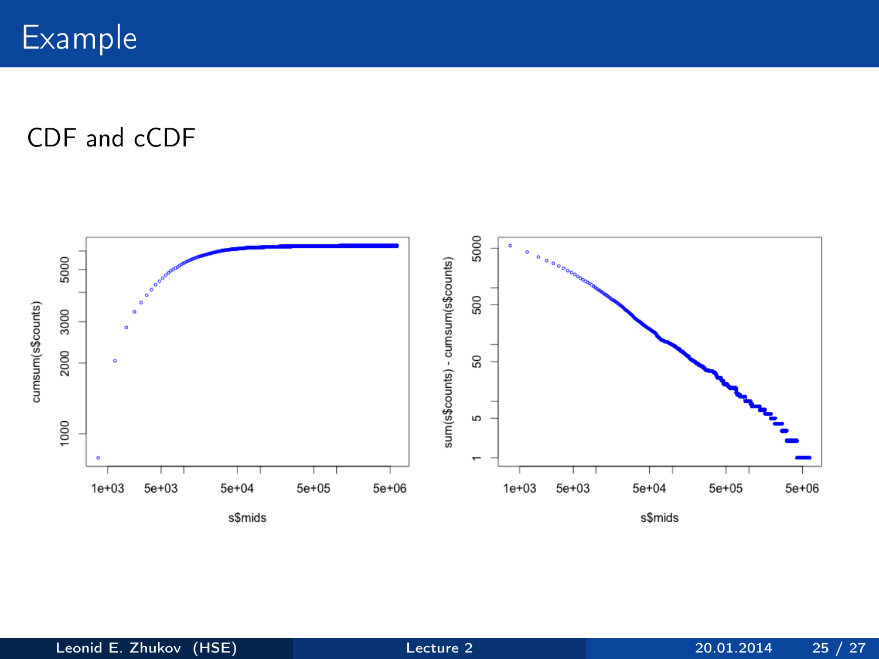# Example

CDF and cCDF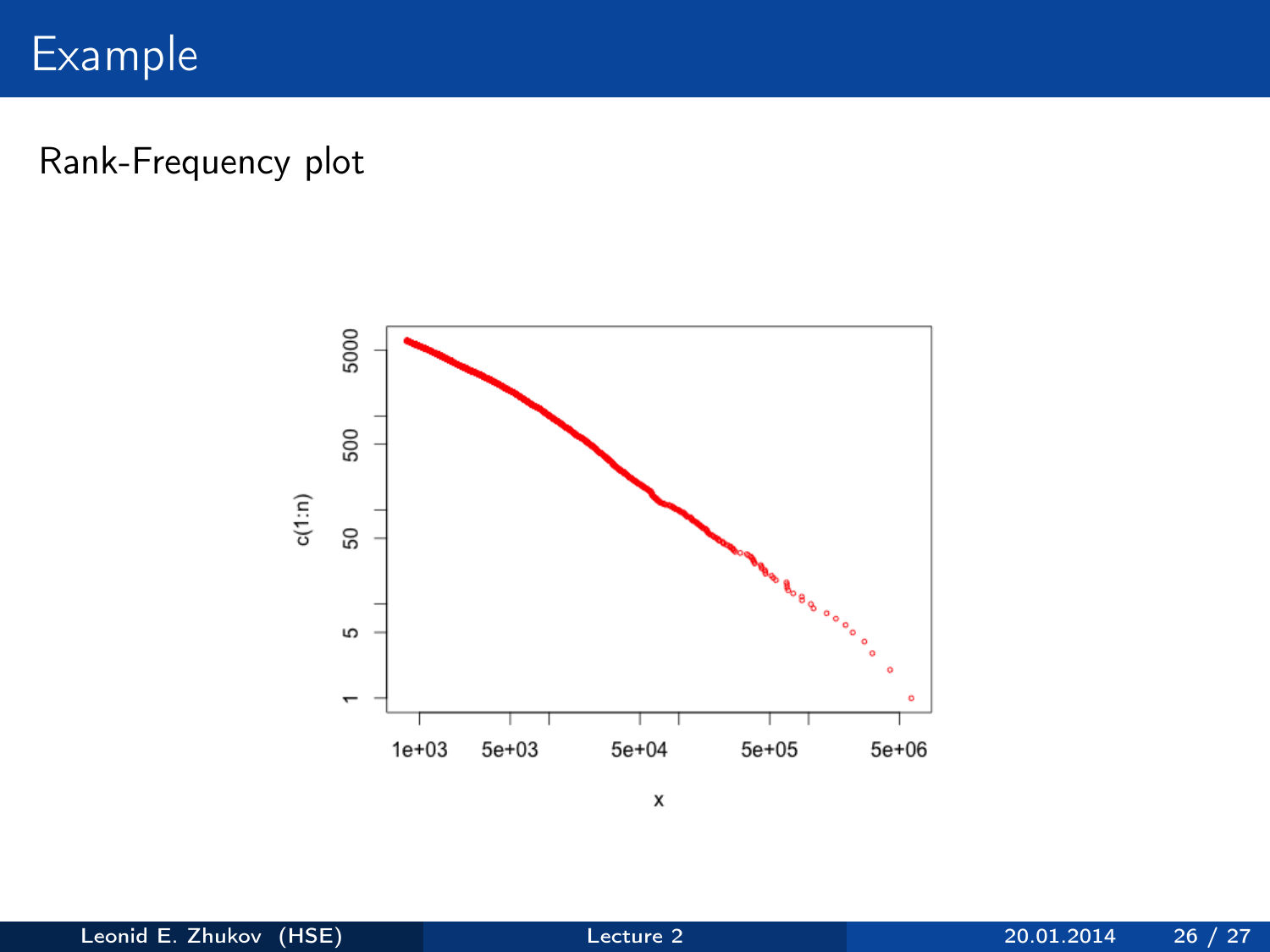# Example

Rank-Frequency plot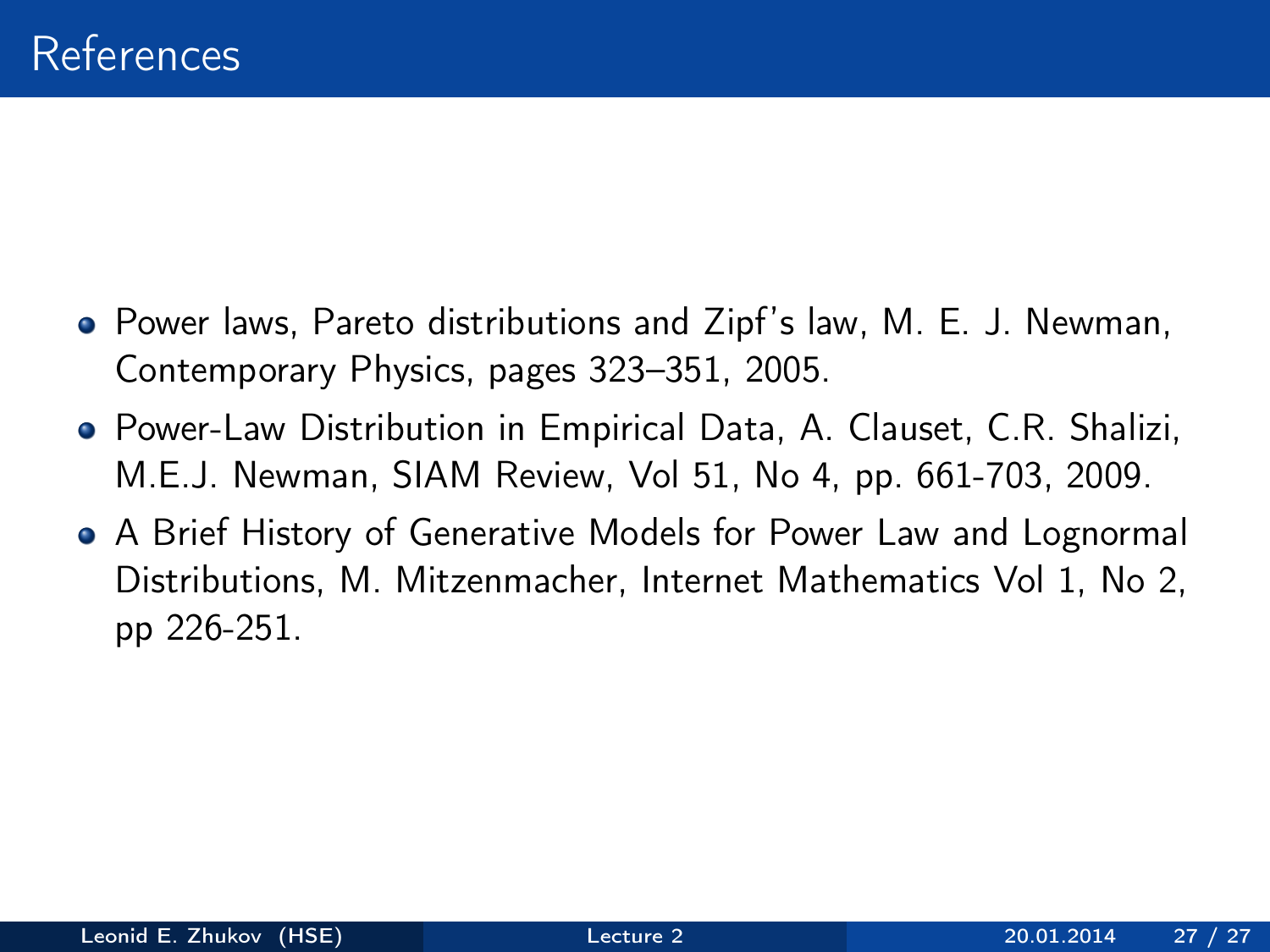# References

- Power laws, Pareto distributions and Zipf's law, M. E. J. Newman, Contemporary Physics, pages 323–351, 2005.
- Power-Law Distribution in Empirical Data, A. Clauset, C.R. Shalizi, M.E.J. Newman, SIAM Review, Vol 51, No 4, pp. 661-703, 2009.
- A Brief History of Generative Models for Power Law and Lognormal Distributions, M. Mitzenmacher, Internet Mathematics Vol 1, No 2, pp 226-251.